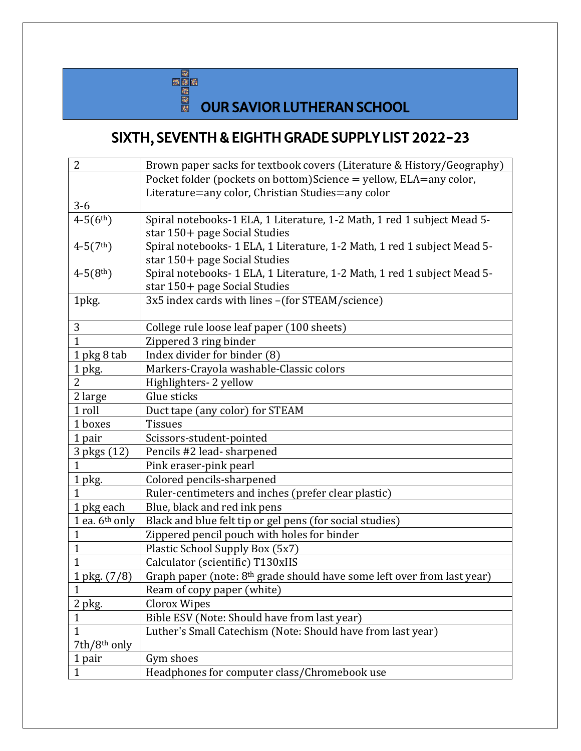# OUR SAVIOR LUTHERAN SCHOOL

## SIXTH, SEVENTH & EIGHTH GRADE SUPPLY LIST 2022-23

| | |
|---|---|
| 2 | Brown paper sacks for textbook covers (Literature & History/Geography) |
| 3-6 | Pocket folder (pockets on bottom)Science = yellow, ELA=any color, Literature=any color, Christian Studies=any color |
| 4-5(6th)<br>4-5(7th)<br>4-5(8th) | Spiral notebooks-1 ELA, 1 Literature, 1-2 Math, 1 red 1 subject Mead 5-star 150+ page Social Studies<br>Spiral notebooks- 1 ELA, 1 Literature, 1-2 Math, 1 red 1 subject Mead 5-star 150+ page Social Studies<br>Spiral notebooks- 1 ELA, 1 Literature, 1-2 Math, 1 red 1 subject Mead 5-star 150+ page Social Studies |
| 1pkg. | 3x5 index cards with lines –(for STEAM/science) |
| 3 | College rule loose leaf paper (100 sheets) |
| 1 | Zippered 3 ring binder |
| 1 pkg 8 tab | Index divider for binder (8) |
| 1 pkg. | Markers-Crayola washable-Classic colors |
| 2 | Highlighters- 2 yellow |
| 2 large | Glue sticks |
| 1 roll | Duct tape (any color) for STEAM |
| 1 boxes | Tissues |
| 1 pair | Scissors-student-pointed |
| 3 pkgs (12) | Pencils #2 lead- sharpened |
| 1 | Pink eraser-pink pearl |
| 1 pkg. | Colored pencils-sharpened |
| 1 | Ruler-centimeters and inches (prefer clear plastic) |
| 1 pkg each | Blue, black and red ink pens |
| 1 ea. 6th only | Black and blue felt tip or gel pens (for social studies) |
| 1 | Zippered pencil pouch with holes for binder |
| 1 | Plastic School Supply Box (5x7) |
| 1 | Calculator (scientific) T130xIIS |
| 1 pkg. (7/8) | Graph paper (note: 8th grade should have some left over from last year) |
| 1 | Ream of copy paper (white) |
| 2 pkg. | Clorox Wipes |
| 1 | Bible ESV (Note: Should have from last year) |
| 1<br>7th/8th only | Luther's Small Catechism (Note: Should have from last year) |
| 1 pair | Gym shoes |
| 1 | Headphones for computer class/Chromebook use |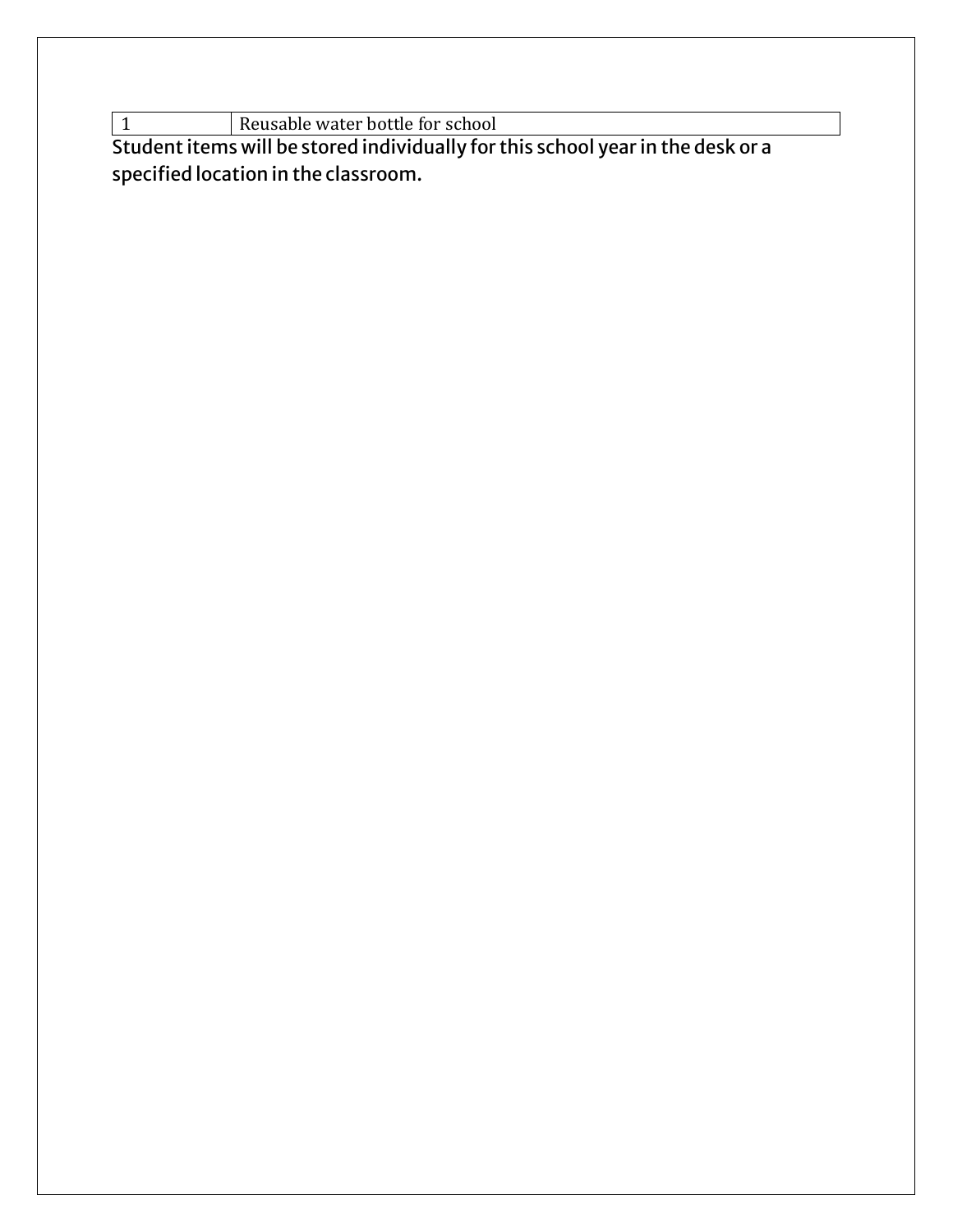| | |
|---|---|
| 1 | Reusable water bottle for school |

**Student items will be stored individually for this school year in the desk or a specified location in the classroom.**